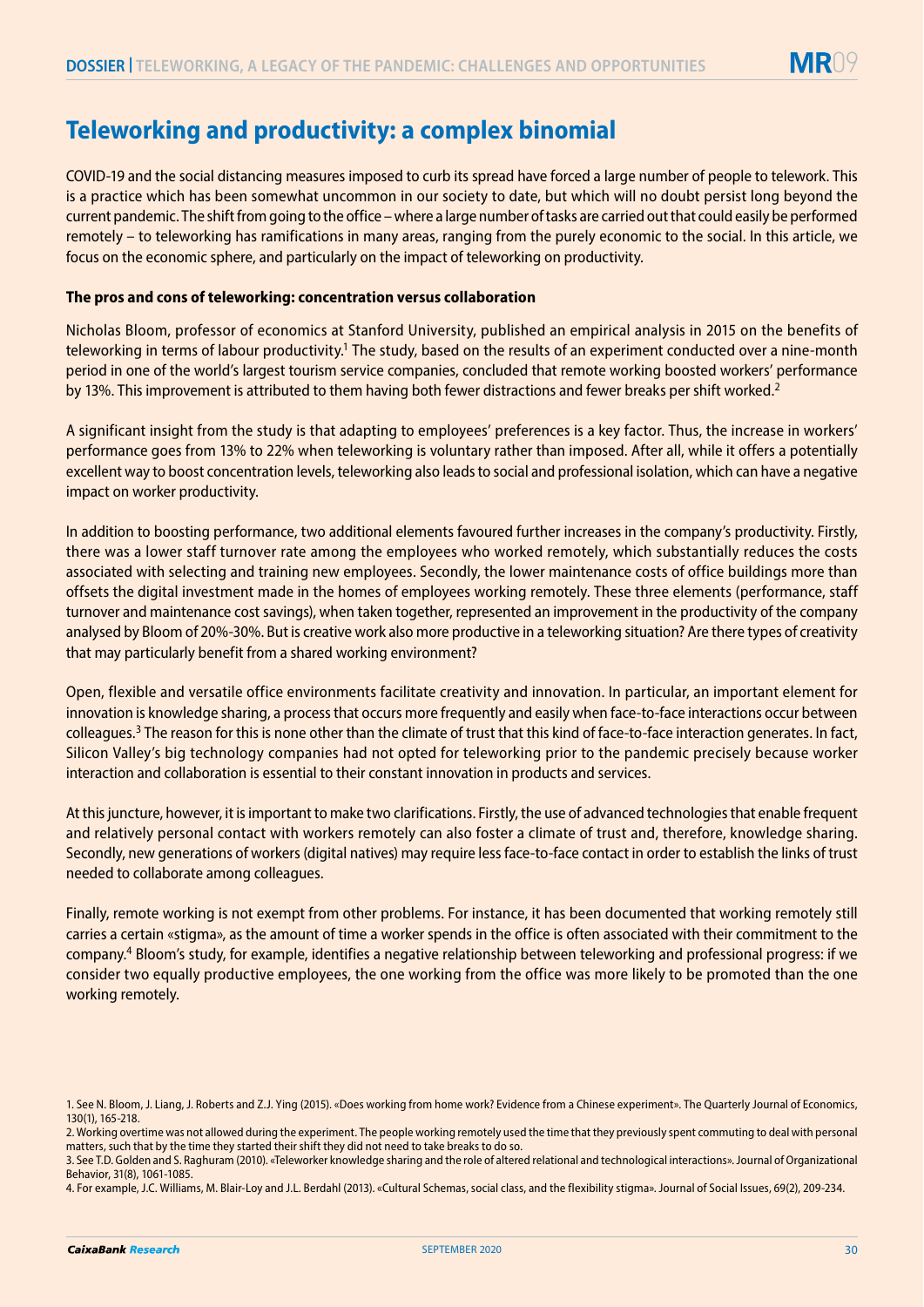# Teleworking and productivity: a complex binomial

COVID-19 and the social distancing measures imposed to curb its spread have forced a large number of people to telework. This is a practice which has been somewhat uncommon in our society to date, but which will no doubt persist long beyond the current pandemic. The shift from going to the office – where a large number of tasks are carried out that could easily be performed remotely – to teleworking has ramifications in many areas, ranging from the purely economic to the social. In this article, we focus on the economic sphere, and particularly on the impact of teleworking on productivity.

**The pros and cons of teleworking: concentration versus collaboration**

Nicholas Bloom, professor of economics at Stanford University, published an empirical analysis in 2015 on the benefits of teleworking in terms of labour productivity.[1] The study, based on the results of an experiment conducted over a nine-month period in one of the world's largest tourism service companies, concluded that remote working boosted workers' performance by 13%. This improvement is attributed to them having both fewer distractions and fewer breaks per shift worked.[2]

A significant insight from the study is that adapting to employees' preferences is a key factor. Thus, the increase in workers' performance goes from 13% to 22% when teleworking is voluntary rather than imposed. After all, while it offers a potentially excellent way to boost concentration levels, teleworking also leads to social and professional isolation, which can have a negative impact on worker productivity.

In addition to boosting performance, two additional elements favoured further increases in the company's productivity. Firstly, there was a lower staff turnover rate among the employees who worked remotely, which substantially reduces the costs associated with selecting and training new employees. Secondly, the lower maintenance costs of office buildings more than offsets the digital investment made in the homes of employees working remotely. These three elements (performance, staff turnover and maintenance cost savings), when taken together, represented an improvement in the productivity of the company analysed by Bloom of 20%-30%. But is creative work also more productive in a teleworking situation? Are there types of creativity that may particularly benefit from a shared working environment?

Open, flexible and versatile office environments facilitate creativity and innovation. In particular, an important element for innovation is knowledge sharing, a process that occurs more frequently and easily when face-to-face interactions occur between colleagues.[3] The reason for this is none other than the climate of trust that this kind of face-to-face interaction generates. In fact, Silicon Valley's big technology companies had not opted for teleworking prior to the pandemic precisely because worker interaction and collaboration is essential to their constant innovation in products and services.

At this juncture, however, it is important to make two clarifications. Firstly, the use of advanced technologies that enable frequent and relatively personal contact with workers remotely can also foster a climate of trust and, therefore, knowledge sharing. Secondly, new generations of workers (digital natives) may require less face-to-face contact in order to establish the links of trust needed to collaborate among colleagues.

Finally, remote working is not exempt from other problems. For instance, it has been documented that working remotely still carries a certain «stigma», as the amount of time a worker spends in the office is often associated with their commitment to the company.[4] Bloom's study, for example, identifies a negative relationship between teleworking and professional progress: if we consider two equally productive employees, the one working from the office was more likely to be promoted than the one working remotely.

1. See N. Bloom, J. Liang, J. Roberts and Z.J. Ying (2015). «Does working from home work? Evidence from a Chinese experiment». The Quarterly Journal of Economics, 130(1), 165-218.
2. Working overtime was not allowed during the experiment. The people working remotely used the time that they previously spent commuting to deal with personal matters, such that by the time they started their shift they did not need to take breaks to do so.
3. See T.D. Golden and S. Raghuram (2010). «Teleworker knowledge sharing and the role of altered relational and technological interactions». Journal of Organizational Behavior, 31(8), 1061-1085.
4. For example, J.C. Williams, M. Blair-Loy and J.L. Berdahl (2013). «Cultural Schemas, social class, and the flexibility stigma». Journal of Social Issues, 69(2), 209-234.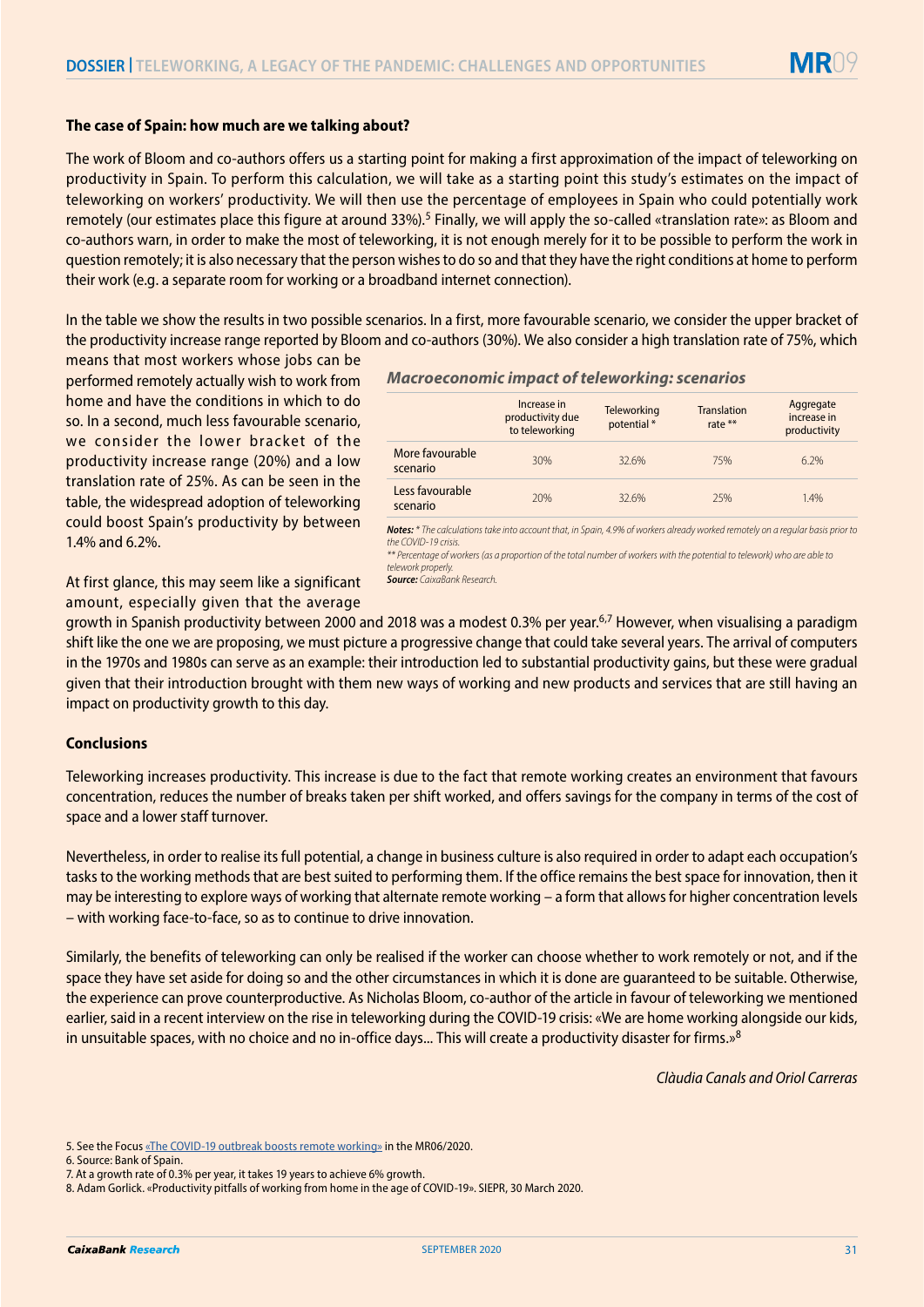### The case of Spain: how much are we talking about?

The work of Bloom and co-authors offers us a starting point for making a first approximation of the impact of teleworking on productivity in Spain. To perform this calculation, we will take as a starting point this study's estimates on the impact of teleworking on workers' productivity. We will then use the percentage of employees in Spain who could potentially work remotely (our estimates place this figure at around 33%).[5] Finally, we will apply the so-called «translation rate»: as Bloom and co-authors warn, in order to make the most of teleworking, it is not enough merely for it to be possible to perform the work in question remotely; it is also necessary that the person wishes to do so and that they have the right conditions at home to perform their work (e.g. a separate room for working or a broadband internet connection).

In the table we show the results in two possible scenarios. In a first, more favourable scenario, we consider the upper bracket of the productivity increase range reported by Bloom and co-authors (30%). We also consider a high translation rate of 75%, which means that most workers whose jobs can be performed remotely actually wish to work from home and have the conditions in which to do so. In a second, much less favourable scenario, we consider the lower bracket of the productivity increase range (20%) and a low translation rate of 25%. As can be seen in the table, the widespread adoption of teleworking could boost Spain's productivity by between 1.4% and 6.2%.

***Macroeconomic impact of teleworking: scenarios***

| | Increase in productivity due to teleworking | Teleworking potential * | Translation rate ** | Aggregate increase in productivity |
|---|---|---|---|---|
| More favourable scenario | 30% | 32.6% | 75% | 6.2% |
| Less favourable scenario | 20% | 32.6% | 25% | 1.4% |

***Notes:*** *\* The calculations take into account that, in Spain, 4.9% of workers already worked remotely on a regular basis prior to the COVID-19 crisis.*
*\*\* Percentage of workers (as a proportion of the total number of workers with the potential to telework) who are able to telework properly.*
***Source:*** *CaixaBank Research.*

At first glance, this may seem like a significant amount, especially given that the average growth in Spanish productivity between 2000 and 2018 was a modest 0.3% per year.[6,7] However, when visualising a paradigm shift like the one we are proposing, we must picture a progressive change that could take several years. The arrival of computers in the 1970s and 1980s can serve as an example: their introduction led to substantial productivity gains, but these were gradual given that their introduction brought with them new ways of working and new products and services that are still having an impact on productivity growth to this day.

### Conclusions

Teleworking increases productivity. This increase is due to the fact that remote working creates an environment that favours concentration, reduces the number of breaks taken per shift worked, and offers savings for the company in terms of the cost of space and a lower staff turnover.

Nevertheless, in order to realise its full potential, a change in business culture is also required in order to adapt each occupation's tasks to the working methods that are best suited to performing them. If the office remains the best space for innovation, then it may be interesting to explore ways of working that alternate remote working – a form that allows for higher concentration levels – with working face-to-face, so as to continue to drive innovation.

Similarly, the benefits of teleworking can only be realised if the worker can choose whether to work remotely or not, and if the space they have set aside for doing so and the other circumstances in which it is done are guaranteed to be suitable. Otherwise, the experience can prove counterproductive. As Nicholas Bloom, co-author of the article in favour of teleworking we mentioned earlier, said in a recent interview on the rise in teleworking during the COVID-19 crisis: «We are home working alongside our kids, in unsuitable spaces, with no choice and no in-office days... This will create a productivity disaster for firms.»[8]

*Clàudia Canals and Oriol Carreras*

5. See the Focus «The COVID-19 outbreak boosts remote working» in the MR06/2020.
6. Source: Bank of Spain.
7. At a growth rate of 0.3% per year, it takes 19 years to achieve 6% growth.
8. Adam Gorlick. «Productivity pitfalls of working from home in the age of COVID-19». SIEPR, 30 March 2020.